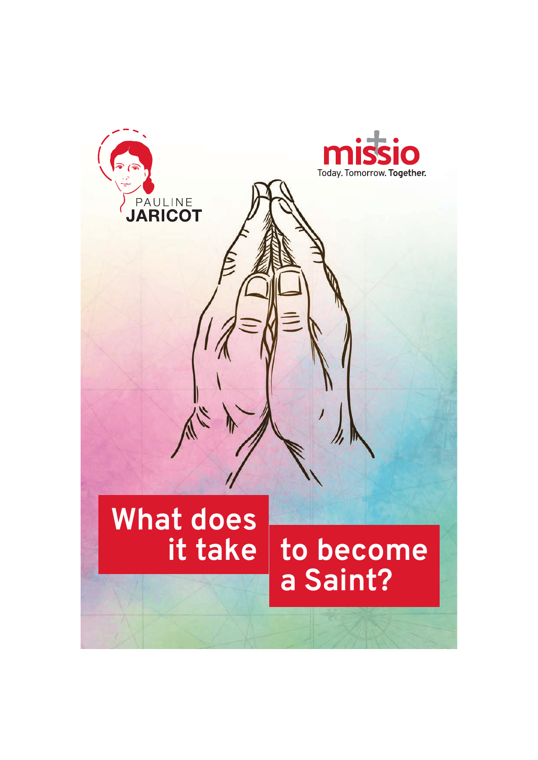PAULINE
JARICOT

missio
Today. Tomorrow. **Together.**

# What does it take to become a Saint?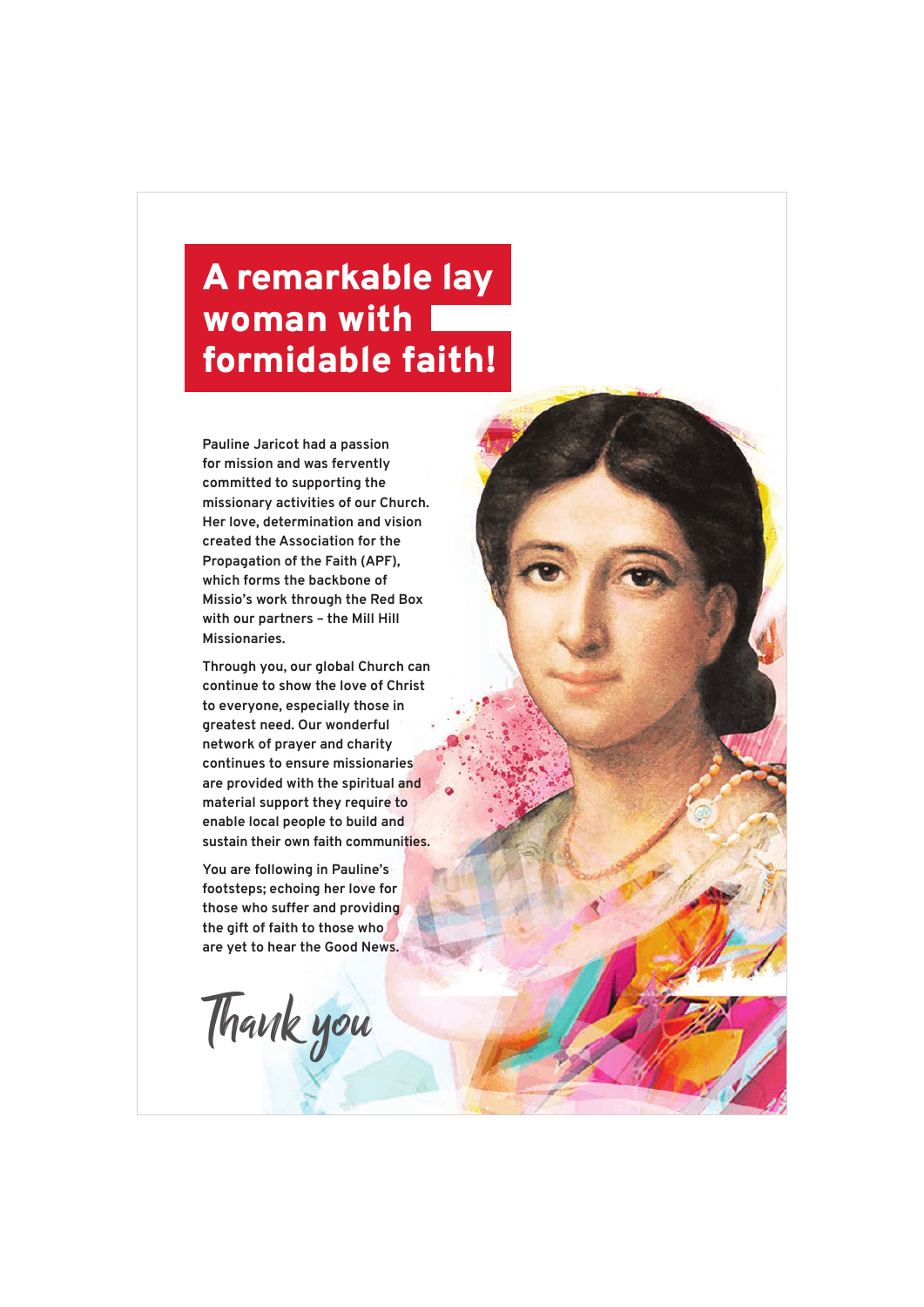# A remarkable lay woman with formidable faith!

Pauline Jaricot had a passion for mission and was fervently committed to supporting the missionary activities of our Church. Her love, determination and vision created the Association for the Propagation of the Faith (APF), which forms the backbone of Missio's work through the Red Box with our partners – the Mill Hill Missionaries.

Through you, our global Church can continue to show the love of Christ to everyone, especially those in greatest need. Our wonderful network of prayer and charity continues to ensure missionaries are provided with the spiritual and material support they require to enable local people to build and sustain their own faith communities.

You are following in Pauline's footsteps; echoing her love for those who suffer and providing the gift of faith to those who are yet to hear the Good News.

*Thank you*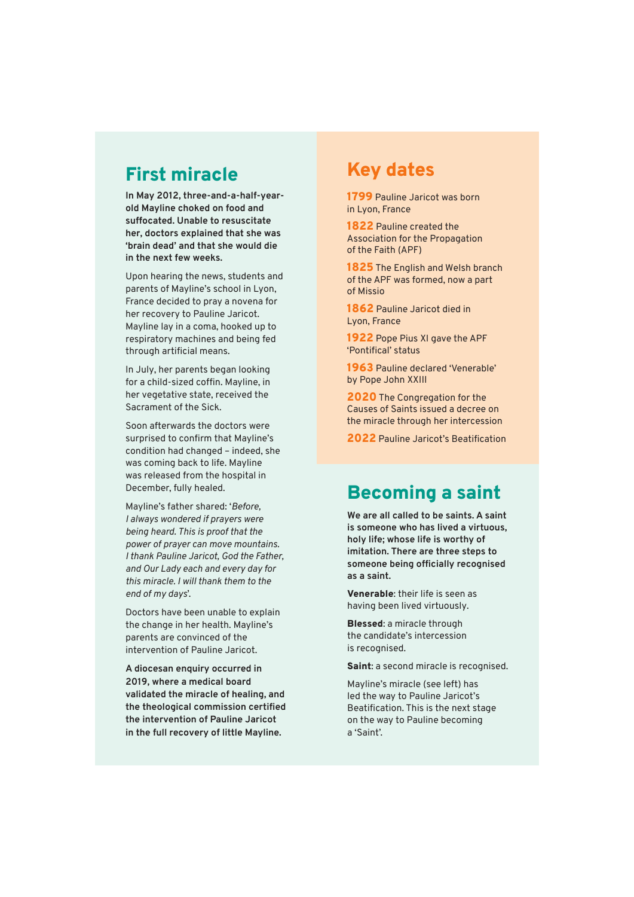## First miracle

**In May 2012, three-and-a-half-year-old Mayline choked on food and suffocated. Unable to resuscitate her, doctors explained that she was 'brain dead' and that she would die in the next few weeks.**

Upon hearing the news, students and parents of Mayline's school in Lyon, France decided to pray a novena for her recovery to Pauline Jaricot. Mayline lay in a coma, hooked up to respiratory machines and being fed through artificial means.

In July, her parents began looking for a child-sized coffin. Mayline, in her vegetative state, received the Sacrament of the Sick.

Soon afterwards the doctors were surprised to confirm that Mayline's condition had changed – indeed, she was coming back to life. Mayline was released from the hospital in December, fully healed.

Mayline's father shared: '*Before, I always wondered if prayers were being heard. This is proof that the power of prayer can move mountains. I thank Pauline Jaricot, God the Father, and Our Lady each and every day for this miracle. I will thank them to the end of my days*'.

Doctors have been unable to explain the change in her health. Mayline's parents are convinced of the intervention of Pauline Jaricot.

**A diocesan enquiry occurred in 2019, where a medical board validated the miracle of healing, and the theological commission certified the intervention of Pauline Jaricot in the full recovery of little Mayline.**

## Key dates

**1799** Pauline Jaricot was born in Lyon, France

**1822** Pauline created the Association for the Propagation of the Faith (APF)

**1825** The English and Welsh branch of the APF was formed, now a part of Missio

**1862** Pauline Jaricot died in Lyon, France

**1922** Pope Pius XI gave the APF 'Pontifical' status

**1963** Pauline declared 'Venerable' by Pope John XXIII

**2020** The Congregation for the Causes of Saints issued a decree on the miracle through her intercession

**2022** Pauline Jaricot's Beatification

## Becoming a saint

**We are all called to be saints. A saint is someone who has lived a virtuous, holy life; whose life is worthy of imitation. There are three steps to someone being officially recognised as a saint.**

**Venerable**: their life is seen as having been lived virtuously.

**Blessed**: a miracle through the candidate's intercession is recognised.

**Saint**: a second miracle is recognised.

Mayline's miracle (see left) has led the way to Pauline Jaricot's Beatification. This is the next stage on the way to Pauline becoming a 'Saint'.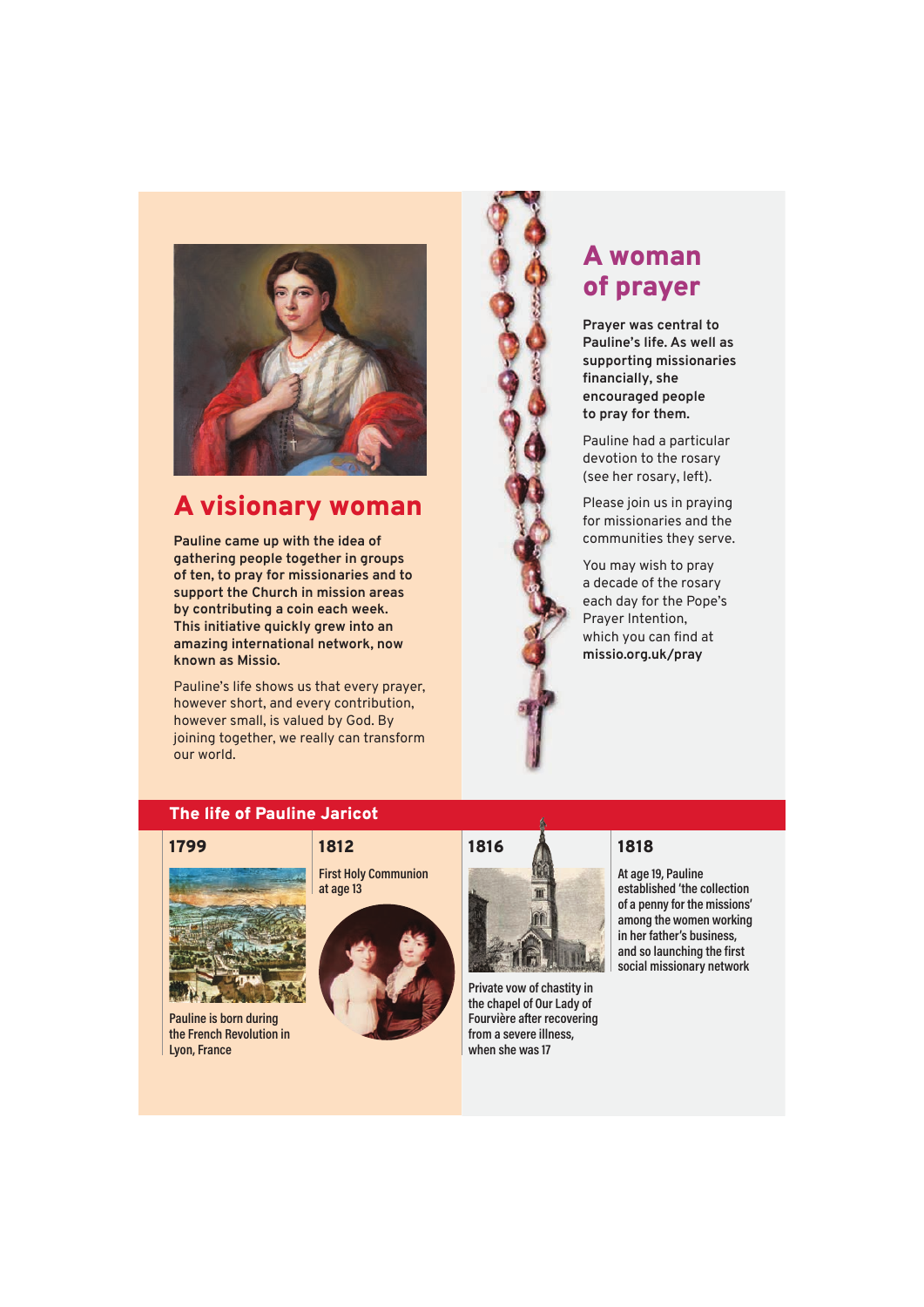## A visionary woman

**Pauline came up with the idea of gathering people together in groups of ten, to pray for missionaries and to support the Church in mission areas by contributing a coin each week. This initiative quickly grew into an amazing international network, now known as Missio.**

Pauline's life shows us that every prayer, however short, and every contribution, however small, is valued by God. By joining together, we really can transform our world.

## A woman of prayer

**Prayer was central to Pauline's life. As well as supporting missionaries financially, she encouraged people to pray for them.**

Pauline had a particular devotion to the rosary (see her rosary, left).

Please join us in praying for missionaries and the communities they serve.

You may wish to pray a decade of the rosary each day for the Pope's Prayer Intention, which you can find at **missio.org.uk/pray**

### The life of Pauline Jaricot

**1799**

Pauline is born during the French Revolution in Lyon, France

**1812**

First Holy Communion at age 13

**1816**

Private vow of chastity in the chapel of Our Lady of Fourvière after recovering from a severe illness, when she was 17

**1818**

At age 19, Pauline established 'the collection of a penny for the missions' among the women working in her father's business, and so launching the first social missionary network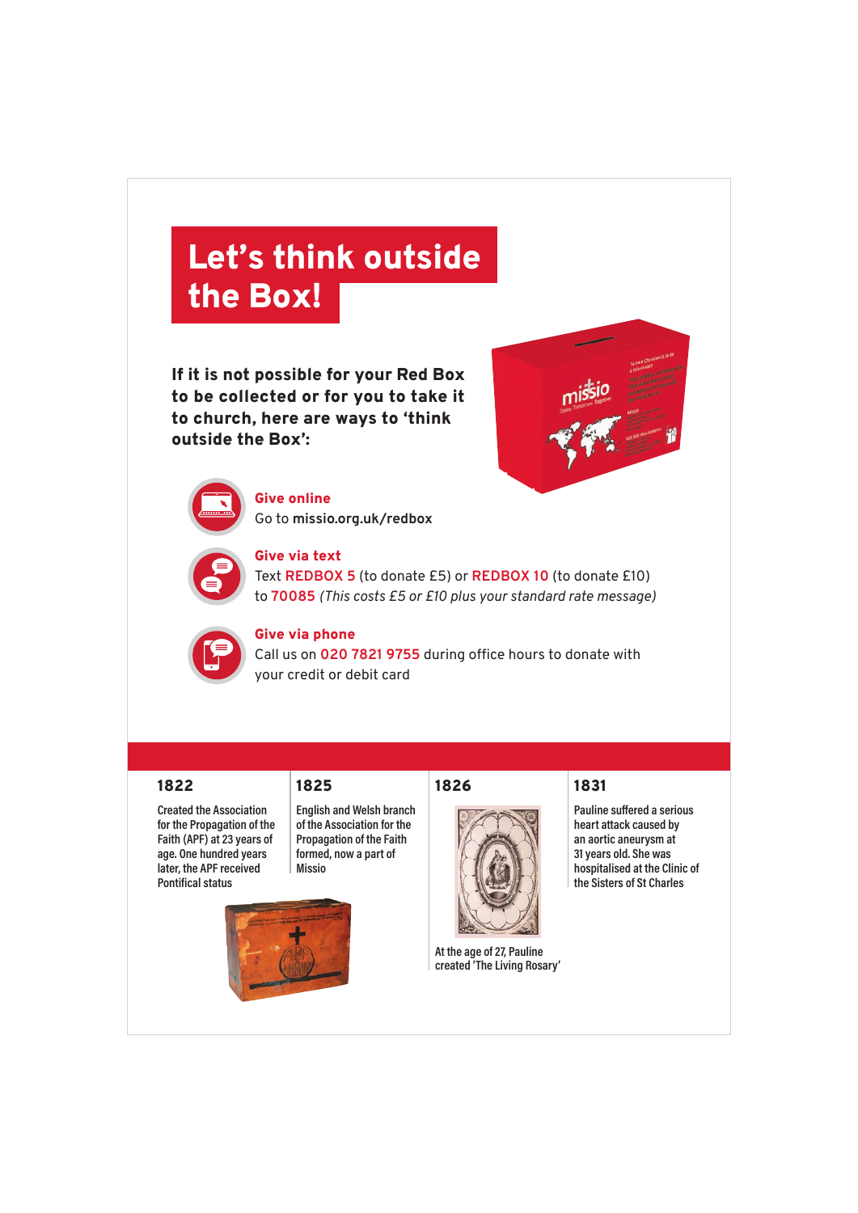# Let's think outside the Box!

**If it is not possible for your Red Box to be collected or for you to take it to church, here are ways to 'think outside the Box':**

**Give online**
Go to **missio.org.uk/redbox**

**Give via text**
Text **REDBOX 5** (to donate £5) or **REDBOX 10** (to donate £10) to **70085** *(This costs £5 or £10 plus your standard rate message)*

**Give via phone**
Call us on **020 7821 9755** during office hours to donate with your credit or debit card

### 1822

Created the Association for the Propagation of the Faith (APF) at 23 years of age. One hundred years later, the APF received Pontifical status

### 1825

English and Welsh branch of the Association for the Propagation of the Faith formed, now a part of Missio

### 1826

At the age of 27, Pauline created 'The Living Rosary'

### 1831

Pauline suffered a serious heart attack caused by an aortic aneurysm at 31 years old. She was hospitalised at the Clinic of the Sisters of St Charles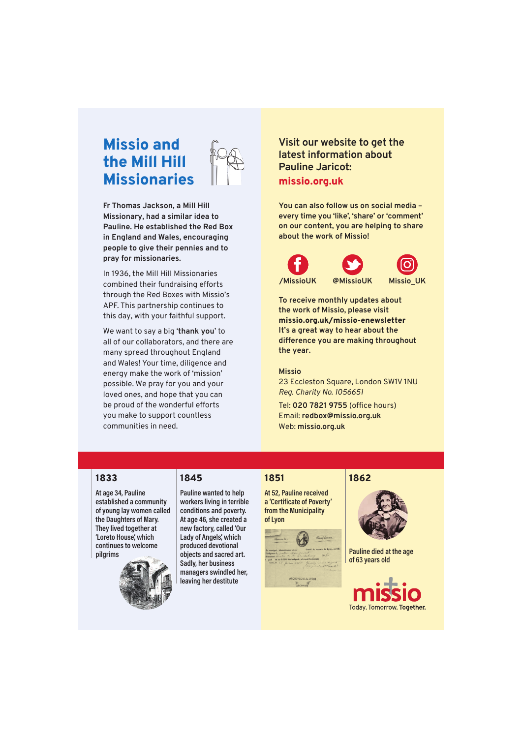## Missio and the Mill Hill Missionaries

**Fr Thomas Jackson, a Mill Hill Missionary, had a similar idea to Pauline. He established the Red Box in England and Wales, encouraging people to give their pennies and to pray for missionaries.**

In 1936, the Mill Hill Missionaries combined their fundraising efforts through the Red Boxes with Missio's APF. This partnership continues to this day, with your faithful support.

We want to say a big '**thank you**' to all of our collaborators, and there are many spread throughout England and Wales! Your time, diligence and energy make the work of 'mission' possible. We pray for you and your loved ones, and hope that you can be proud of the wonderful efforts you make to support countless communities in need.

## Visit our website to get the latest information about Pauline Jaricot:

**missio.org.uk**

**You can also follow us on social media – every time you 'like', 'share' or 'comment' on our content, you are helping to share about the work of Missio!**

/MissioUK

@MissioUK

Missio_UK

**To receive monthly updates about the work of Missio, please visit missio.org.uk/missio-enewsletter It's a great way to hear about the difference you are making throughout the year.**

**Missio**
23 Eccleston Square, London SW1V 1NU
*Reg. Charity No. 1056651*

Tel: **020 7821 9755** (office hours)
Email: **redbox@missio.org.uk**
Web: **missio.org.uk**

### 1833

At age 34, Pauline established a community of young lay women called the Daughters of Mary. They lived together at 'Loreto House,' which continues to welcome pilgrims

### 1845

Pauline wanted to help workers living in terrible conditions and poverty. At age 46, she created a new factory, called 'Our Lady of Angels,' which produced devotional objects and sacred art. Sadly, her business managers swindled her, leaving her destitute

### 1851

At 52, Pauline received a 'Certificate of Poverty' from the Municipality of Lyon

### 1862

Pauline died at the age of 63 years old

missio

Today. Tomorrow. **Together.**